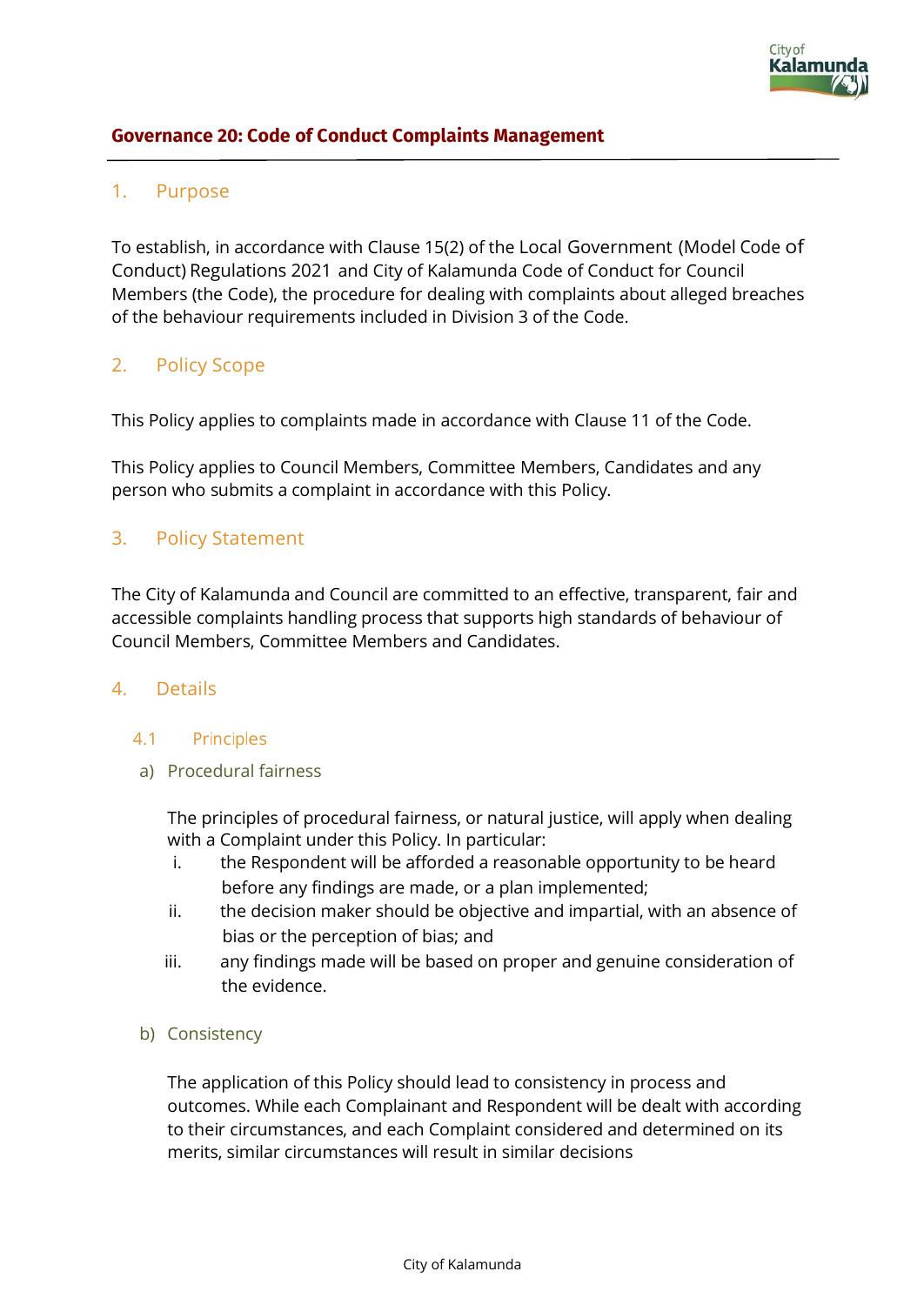# Governance 20: Code of Conduct Complaints Management

## 1. Purpose

To establish, in accordance with Clause 15(2) of the Local Government (Model Code of Conduct) Regulations 2021 and City of Kalamunda Code of Conduct for Council Members (the Code), the procedure for dealing with complaints about alleged breaches of the behaviour requirements included in Division 3 of the Code.

## 2. Policy Scope

This Policy applies to complaints made in accordance with Clause 11 of the Code.

This Policy applies to Council Members, Committee Members, Candidates and any person who submits a complaint in accordance with this Policy.

## 3. Policy Statement

The City of Kalamunda and Council are committed to an effective, transparent, fair and accessible complaints handling process that supports high standards of behaviour of Council Members, Committee Members and Candidates.

## 4. Details

### 4.1 Principles

#### a) Procedural fairness

The principles of procedural fairness, or natural justice, will apply when dealing with a Complaint under this Policy. In particular:

i. the Respondent will be afforded a reasonable opportunity to be heard before any findings are made, or a plan implemented;

ii. the decision maker should be objective and impartial, with an absence of bias or the perception of bias; and

iii. any findings made will be based on proper and genuine consideration of the evidence.

#### b) Consistency

The application of this Policy should lead to consistency in process and outcomes. While each Complainant and Respondent will be dealt with according to their circumstances, and each Complaint considered and determined on its merits, similar circumstances will result in similar decisions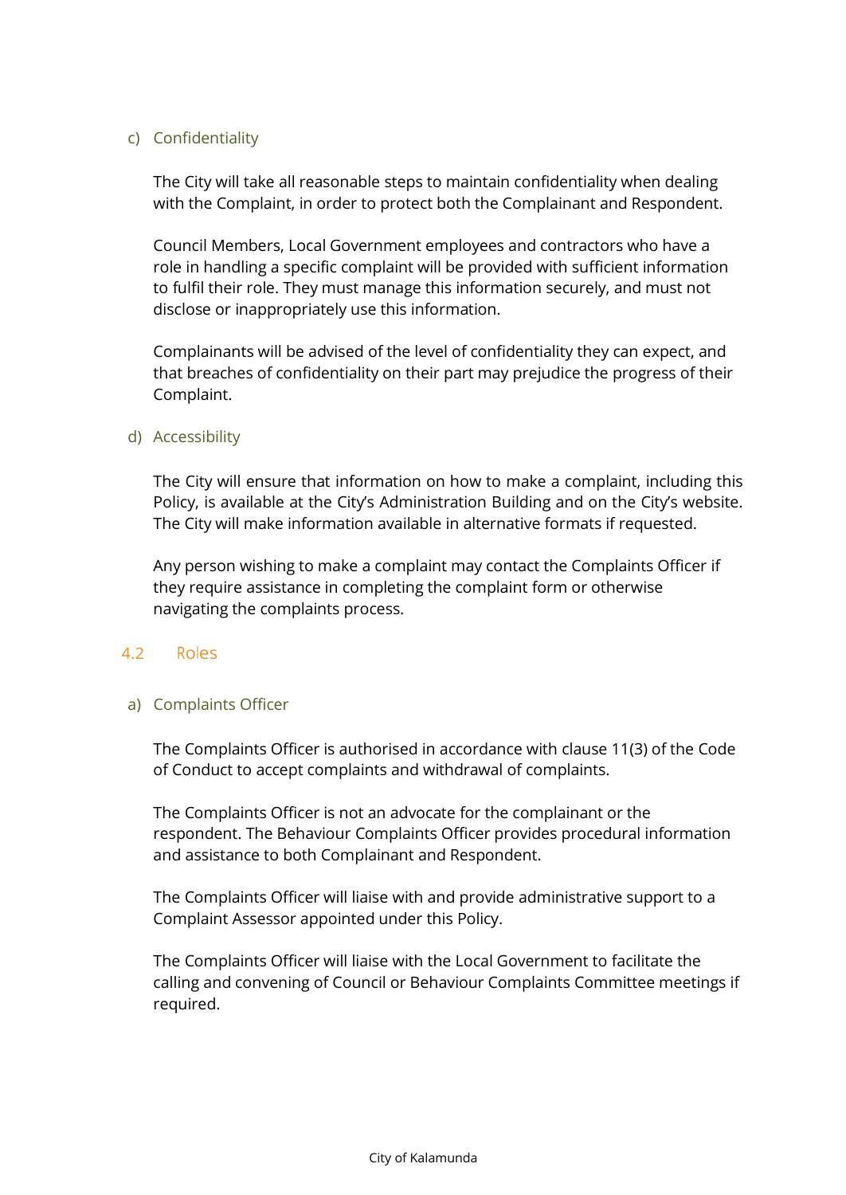c) Confidentiality

The City will take all reasonable steps to maintain confidentiality when dealing with the Complaint, in order to protect both the Complainant and Respondent.

Council Members, Local Government employees and contractors who have a role in handling a specific complaint will be provided with sufficient information to fulfil their role. They must manage this information securely, and must not disclose or inappropriately use this information.

Complainants will be advised of the level of confidentiality they can expect, and that breaches of confidentiality on their part may prejudice the progress of their Complaint.

d) Accessibility

The City will ensure that information on how to make a complaint, including this Policy, is available at the City's Administration Building and on the City's website. The City will make information available in alternative formats if requested.

Any person wishing to make a complaint may contact the Complaints Officer if they require assistance in completing the complaint form or otherwise navigating the complaints process.

## 4.2 Roles

a) Complaints Officer

The Complaints Officer is authorised in accordance with clause 11(3) of the Code of Conduct to accept complaints and withdrawal of complaints.

The Complaints Officer is not an advocate for the complainant or the respondent. The Behaviour Complaints Officer provides procedural information and assistance to both Complainant and Respondent.

The Complaints Officer will liaise with and provide administrative support to a Complaint Assessor appointed under this Policy.

The Complaints Officer will liaise with the Local Government to facilitate the calling and convening of Council or Behaviour Complaints Committee meetings if required.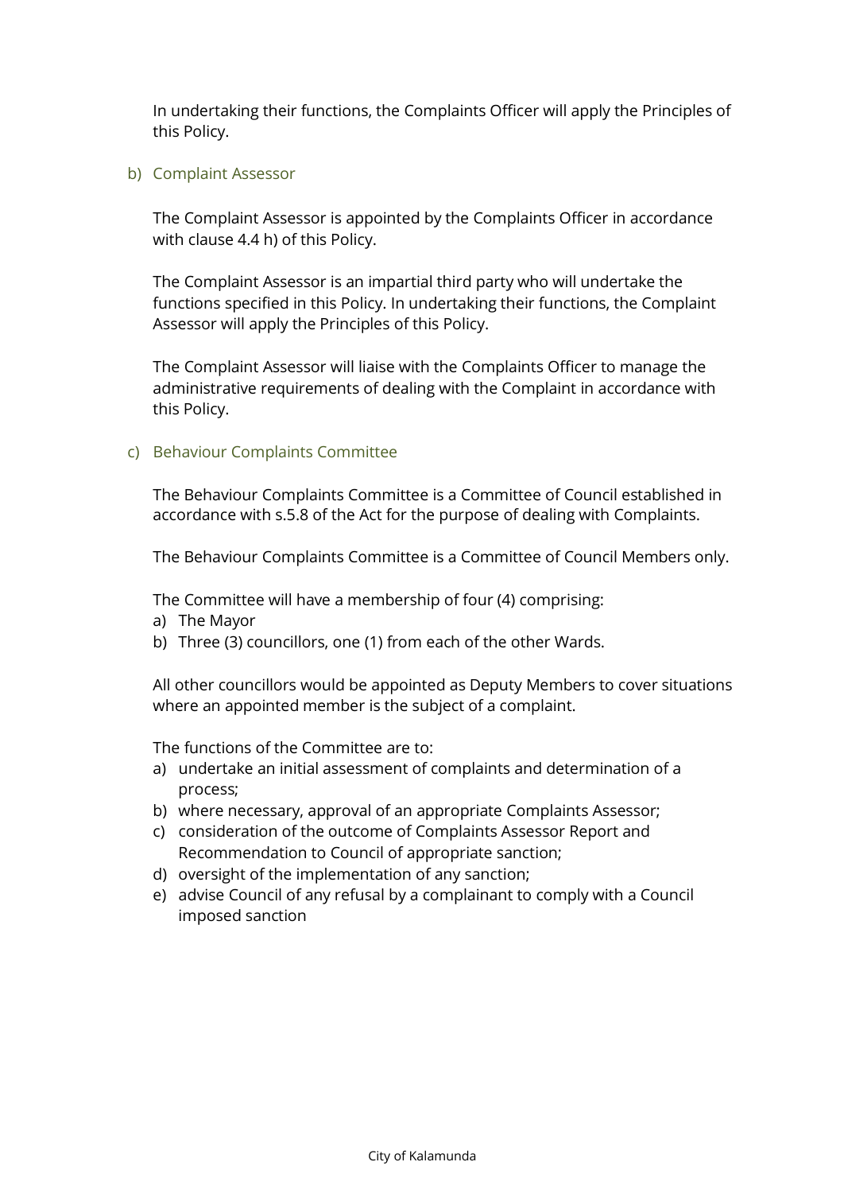In undertaking their functions, the Complaints Officer will apply the Principles of this Policy.

### b) Complaint Assessor

The Complaint Assessor is appointed by the Complaints Officer in accordance with clause 4.4 h) of this Policy.

The Complaint Assessor is an impartial third party who will undertake the functions specified in this Policy. In undertaking their functions, the Complaint Assessor will apply the Principles of this Policy.

The Complaint Assessor will liaise with the Complaints Officer to manage the administrative requirements of dealing with the Complaint in accordance with this Policy.

### c) Behaviour Complaints Committee

The Behaviour Complaints Committee is a Committee of Council established in accordance with s.5.8 of the Act for the purpose of dealing with Complaints.

The Behaviour Complaints Committee is a Committee of Council Members only.

The Committee will have a membership of four (4) comprising:

a) The Mayor
b) Three (3) councillors, one (1) from each of the other Wards.

All other councillors would be appointed as Deputy Members to cover situations where an appointed member is the subject of a complaint.

The functions of the Committee are to:

a) undertake an initial assessment of complaints and determination of a process;
b) where necessary, approval of an appropriate Complaints Assessor;
c) consideration of the outcome of Complaints Assessor Report and Recommendation to Council of appropriate sanction;
d) oversight of the implementation of any sanction;
e) advise Council of any refusal by a complainant to comply with a Council imposed sanction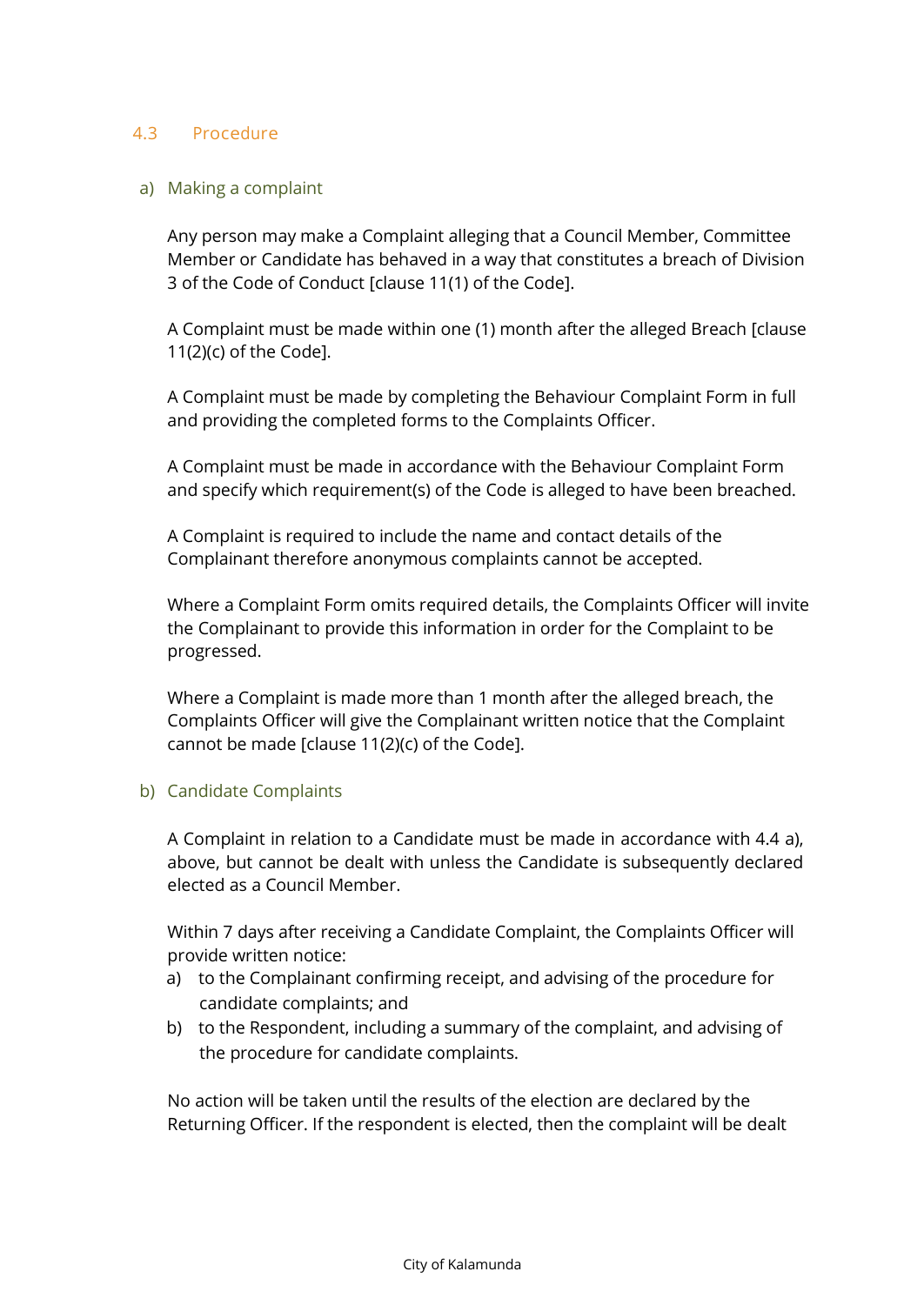## 4.3 Procedure

### a) Making a complaint

Any person may make a Complaint alleging that a Council Member, Committee Member or Candidate has behaved in a way that constitutes a breach of Division 3 of the Code of Conduct [clause 11(1) of the Code].

A Complaint must be made within one (1) month after the alleged Breach [clause 11(2)(c) of the Code].

A Complaint must be made by completing the Behaviour Complaint Form in full and providing the completed forms to the Complaints Officer.

A Complaint must be made in accordance with the Behaviour Complaint Form and specify which requirement(s) of the Code is alleged to have been breached.

A Complaint is required to include the name and contact details of the Complainant therefore anonymous complaints cannot be accepted.

Where a Complaint Form omits required details, the Complaints Officer will invite the Complainant to provide this information in order for the Complaint to be progressed.

Where a Complaint is made more than 1 month after the alleged breach, the Complaints Officer will give the Complainant written notice that the Complaint cannot be made [clause 11(2)(c) of the Code].

### b) Candidate Complaints

A Complaint in relation to a Candidate must be made in accordance with 4.4 a), above, but cannot be dealt with unless the Candidate is subsequently declared elected as a Council Member.

Within 7 days after receiving a Candidate Complaint, the Complaints Officer will provide written notice:

a) to the Complainant confirming receipt, and advising of the procedure for candidate complaints; and
b) to the Respondent, including a summary of the complaint, and advising of the procedure for candidate complaints.

No action will be taken until the results of the election are declared by the Returning Officer. If the respondent is elected, then the complaint will be dealt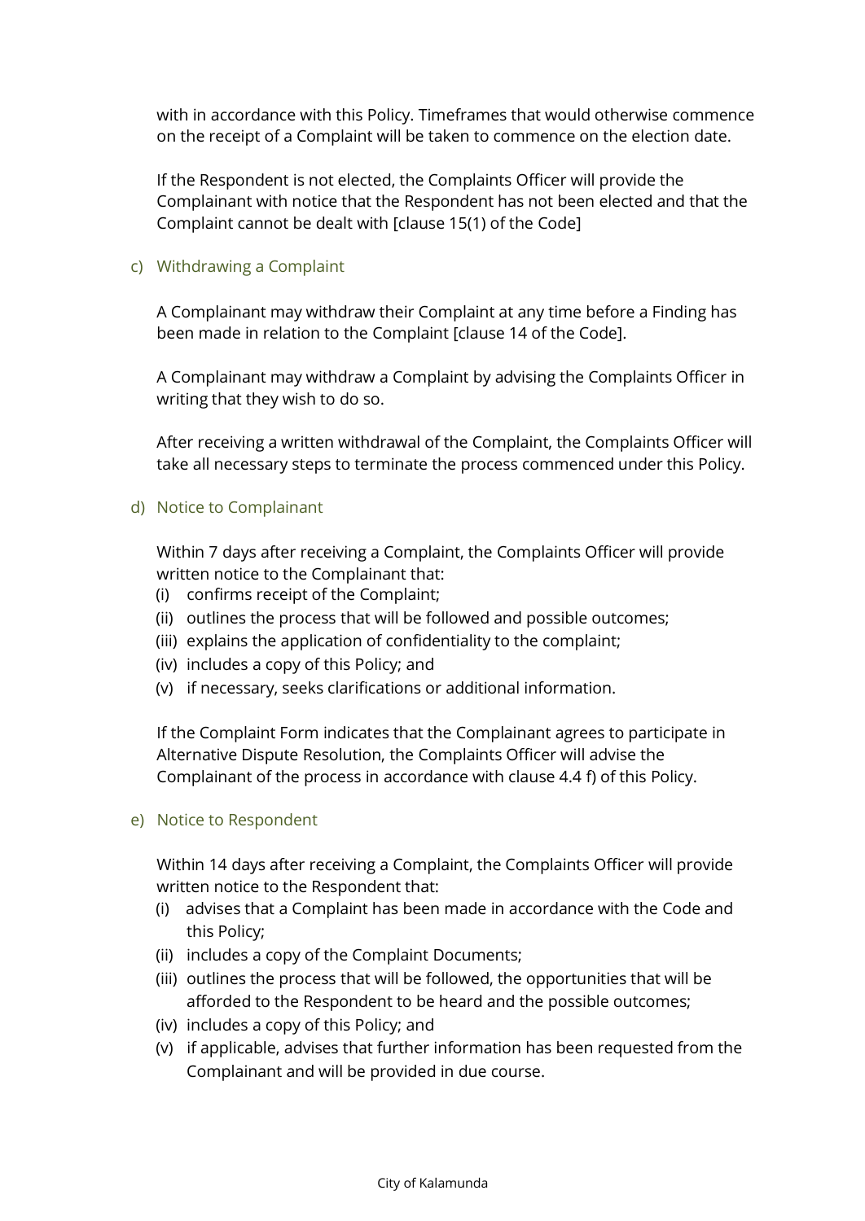with in accordance with this Policy. Timeframes that would otherwise commence on the receipt of a Complaint will be taken to commence on the election date.

If the Respondent is not elected, the Complaints Officer will provide the Complainant with notice that the Respondent has not been elected and that the Complaint cannot be dealt with [clause 15(1) of the Code]

c) Withdrawing a Complaint

A Complainant may withdraw their Complaint at any time before a Finding has been made in relation to the Complaint [clause 14 of the Code].

A Complainant may withdraw a Complaint by advising the Complaints Officer in writing that they wish to do so.

After receiving a written withdrawal of the Complaint, the Complaints Officer will take all necessary steps to terminate the process commenced under this Policy.

d) Notice to Complainant

Within 7 days after receiving a Complaint, the Complaints Officer will provide written notice to the Complainant that:

(i) confirms receipt of the Complaint;
(ii) outlines the process that will be followed and possible outcomes;
(iii) explains the application of confidentiality to the complaint;
(iv) includes a copy of this Policy; and
(v) if necessary, seeks clarifications or additional information.

If the Complaint Form indicates that the Complainant agrees to participate in Alternative Dispute Resolution, the Complaints Officer will advise the Complainant of the process in accordance with clause 4.4 f) of this Policy.

e) Notice to Respondent

Within 14 days after receiving a Complaint, the Complaints Officer will provide written notice to the Respondent that:

(i) advises that a Complaint has been made in accordance with the Code and this Policy;
(ii) includes a copy of the Complaint Documents;
(iii) outlines the process that will be followed, the opportunities that will be afforded to the Respondent to be heard and the possible outcomes;
(iv) includes a copy of this Policy; and
(v) if applicable, advises that further information has been requested from the Complainant and will be provided in due course.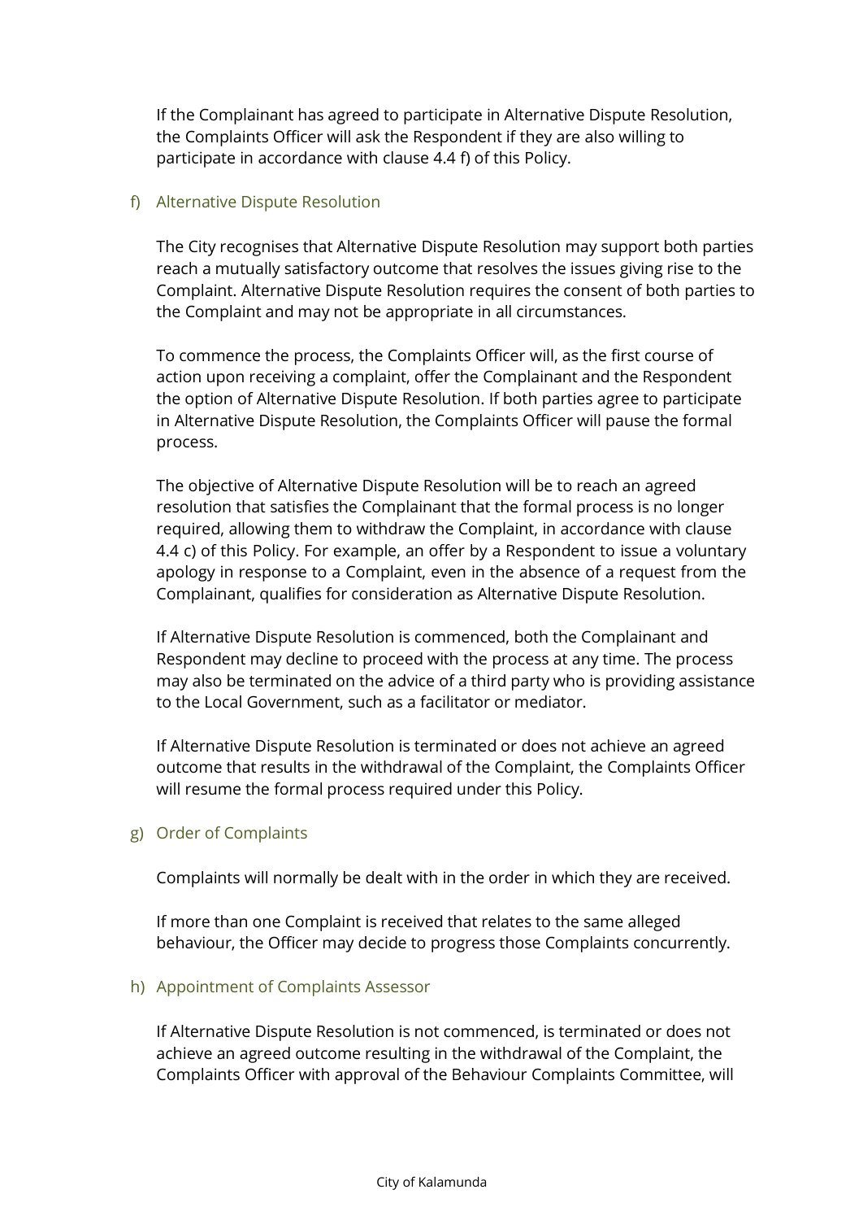If the Complainant has agreed to participate in Alternative Dispute Resolution, the Complaints Officer will ask the Respondent if they are also willing to participate in accordance with clause 4.4 f) of this Policy.

f) Alternative Dispute Resolution

The City recognises that Alternative Dispute Resolution may support both parties reach a mutually satisfactory outcome that resolves the issues giving rise to the Complaint. Alternative Dispute Resolution requires the consent of both parties to the Complaint and may not be appropriate in all circumstances.

To commence the process, the Complaints Officer will, as the first course of action upon receiving a complaint, offer the Complainant and the Respondent the option of Alternative Dispute Resolution. If both parties agree to participate in Alternative Dispute Resolution, the Complaints Officer will pause the formal process.

The objective of Alternative Dispute Resolution will be to reach an agreed resolution that satisfies the Complainant that the formal process is no longer required, allowing them to withdraw the Complaint, in accordance with clause 4.4 c) of this Policy. For example, an offer by a Respondent to issue a voluntary apology in response to a Complaint, even in the absence of a request from the Complainant, qualifies for consideration as Alternative Dispute Resolution.

If Alternative Dispute Resolution is commenced, both the Complainant and Respondent may decline to proceed with the process at any time. The process may also be terminated on the advice of a third party who is providing assistance to the Local Government, such as a facilitator or mediator.

If Alternative Dispute Resolution is terminated or does not achieve an agreed outcome that results in the withdrawal of the Complaint, the Complaints Officer will resume the formal process required under this Policy.

g) Order of Complaints

Complaints will normally be dealt with in the order in which they are received.

If more than one Complaint is received that relates to the same alleged behaviour, the Officer may decide to progress those Complaints concurrently.

h) Appointment of Complaints Assessor

If Alternative Dispute Resolution is not commenced, is terminated or does not achieve an agreed outcome resulting in the withdrawal of the Complaint, the Complaints Officer with approval of the Behaviour Complaints Committee, will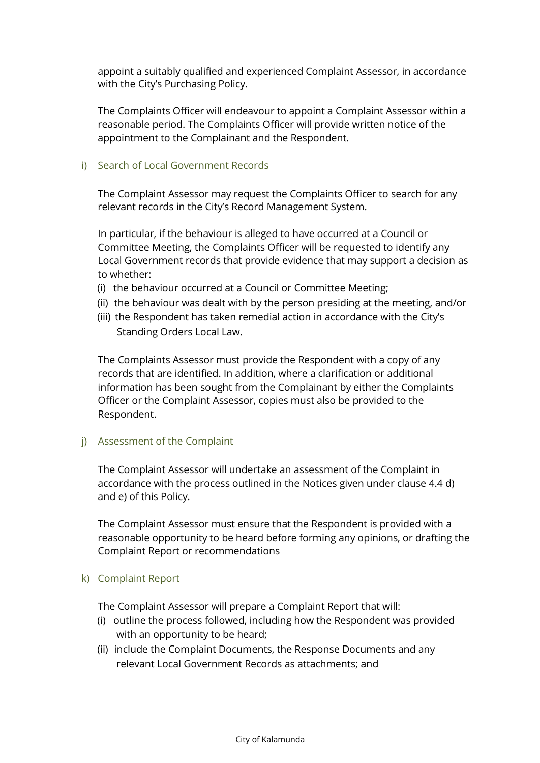appoint a suitably qualified and experienced Complaint Assessor, in accordance with the City's Purchasing Policy.

The Complaints Officer will endeavour to appoint a Complaint Assessor within a reasonable period. The Complaints Officer will provide written notice of the appointment to the Complainant and the Respondent.

i) Search of Local Government Records

The Complaint Assessor may request the Complaints Officer to search for any relevant records in the City's Record Management System.

In particular, if the behaviour is alleged to have occurred at a Council or Committee Meeting, the Complaints Officer will be requested to identify any Local Government records that provide evidence that may support a decision as to whether:

(i) the behaviour occurred at a Council or Committee Meeting;
(ii) the behaviour was dealt with by the person presiding at the meeting, and/or
(iii) the Respondent has taken remedial action in accordance with the City's Standing Orders Local Law.

The Complaints Assessor must provide the Respondent with a copy of any records that are identified. In addition, where a clarification or additional information has been sought from the Complainant by either the Complaints Officer or the Complaint Assessor, copies must also be provided to the Respondent.

j) Assessment of the Complaint

The Complaint Assessor will undertake an assessment of the Complaint in accordance with the process outlined in the Notices given under clause 4.4 d) and e) of this Policy.

The Complaint Assessor must ensure that the Respondent is provided with a reasonable opportunity to be heard before forming any opinions, or drafting the Complaint Report or recommendations

k) Complaint Report

The Complaint Assessor will prepare a Complaint Report that will:

(i) outline the process followed, including how the Respondent was provided with an opportunity to be heard;
(ii) include the Complaint Documents, the Response Documents and any relevant Local Government Records as attachments; and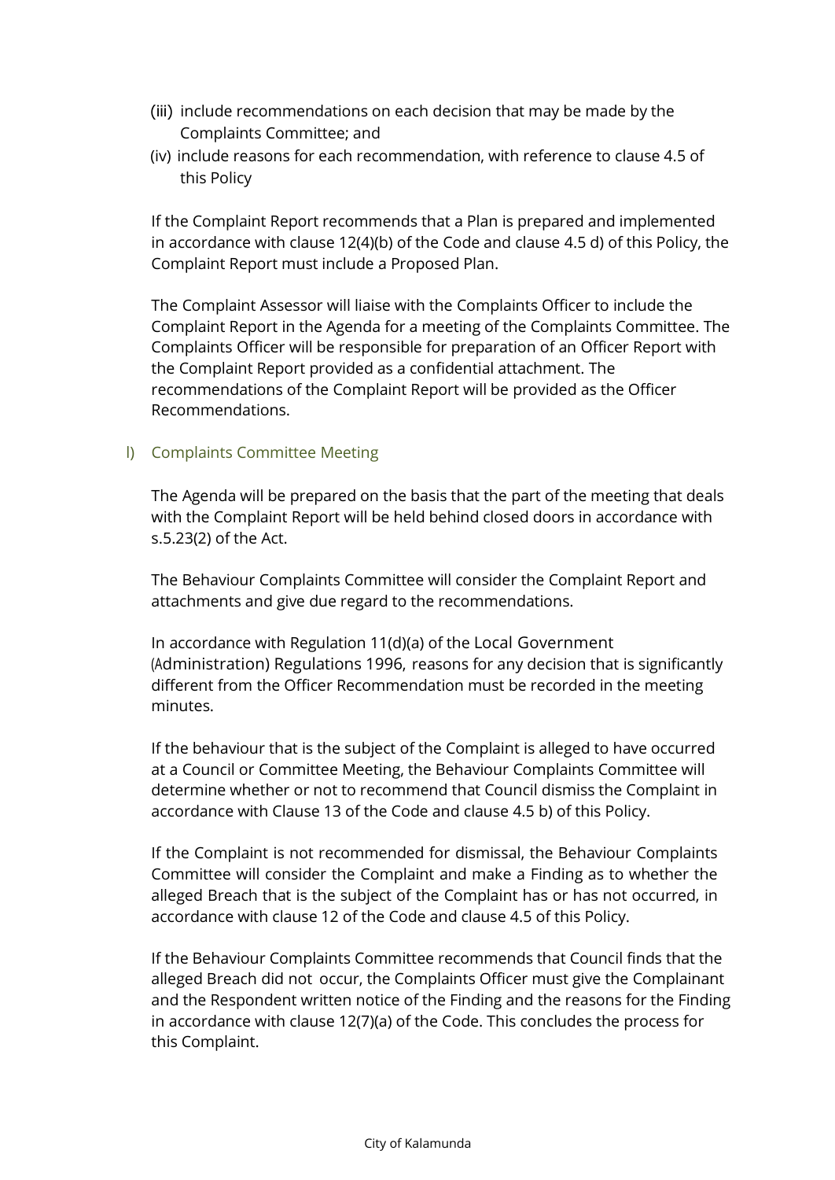(iii) include recommendations on each decision that may be made by the Complaints Committee; and

(iv) include reasons for each recommendation, with reference to clause 4.5 of this Policy

If the Complaint Report recommends that a Plan is prepared and implemented in accordance with clause 12(4)(b) of the Code and clause 4.5 d) of this Policy, the Complaint Report must include a Proposed Plan.

The Complaint Assessor will liaise with the Complaints Officer to include the Complaint Report in the Agenda for a meeting of the Complaints Committee. The Complaints Officer will be responsible for preparation of an Officer Report with the Complaint Report provided as a confidential attachment. The recommendations of the Complaint Report will be provided as the Officer Recommendations.

l) Complaints Committee Meeting

The Agenda will be prepared on the basis that the part of the meeting that deals with the Complaint Report will be held behind closed doors in accordance with s.5.23(2) of the Act.

The Behaviour Complaints Committee will consider the Complaint Report and attachments and give due regard to the recommendations.

In accordance with Regulation 11(d)(a) of the Local Government (Administration) Regulations 1996, reasons for any decision that is significantly different from the Officer Recommendation must be recorded in the meeting minutes.

If the behaviour that is the subject of the Complaint is alleged to have occurred at a Council or Committee Meeting, the Behaviour Complaints Committee will determine whether or not to recommend that Council dismiss the Complaint in accordance with Clause 13 of the Code and clause 4.5 b) of this Policy.

If the Complaint is not recommended for dismissal, the Behaviour Complaints Committee will consider the Complaint and make a Finding as to whether the alleged Breach that is the subject of the Complaint has or has not occurred, in accordance with clause 12 of the Code and clause 4.5 of this Policy.

If the Behaviour Complaints Committee recommends that Council finds that the alleged Breach did not occur, the Complaints Officer must give the Complainant and the Respondent written notice of the Finding and the reasons for the Finding in accordance with clause 12(7)(a) of the Code. This concludes the process for this Complaint.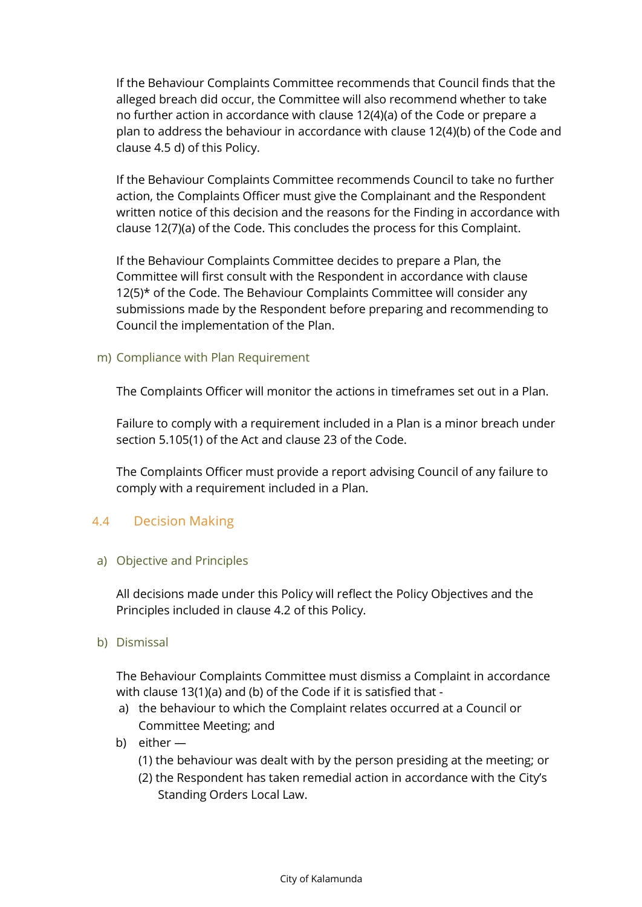If the Behaviour Complaints Committee recommends that Council finds that the alleged breach did occur, the Committee will also recommend whether to take no further action in accordance with clause 12(4)(a) of the Code or prepare a plan to address the behaviour in accordance with clause 12(4)(b) of the Code and clause 4.5 d) of this Policy.

If the Behaviour Complaints Committee recommends Council to take no further action, the Complaints Officer must give the Complainant and the Respondent written notice of this decision and the reasons for the Finding in accordance with clause 12(7)(a) of the Code. This concludes the process for this Complaint.

If the Behaviour Complaints Committee decides to prepare a Plan, the Committee will first consult with the Respondent in accordance with clause 12(5)* of the Code. The Behaviour Complaints Committee will consider any submissions made by the Respondent before preparing and recommending to Council the implementation of the Plan.

m) Compliance with Plan Requirement

The Complaints Officer will monitor the actions in timeframes set out in a Plan.

Failure to comply with a requirement included in a Plan is a minor breach under section 5.105(1) of the Act and clause 23 of the Code.

The Complaints Officer must provide a report advising Council of any failure to comply with a requirement included in a Plan.

## 4.4 Decision Making

a) Objective and Principles

All decisions made under this Policy will reflect the Policy Objectives and the Principles included in clause 4.2 of this Policy.

b) Dismissal

The Behaviour Complaints Committee must dismiss a Complaint in accordance with clause 13(1)(a) and (b) of the Code if it is satisfied that -

a) the behaviour to which the Complaint relates occurred at a Council or Committee Meeting; and

b) either —

   (1) the behaviour was dealt with by the person presiding at the meeting; or

   (2) the Respondent has taken remedial action in accordance with the City's Standing Orders Local Law.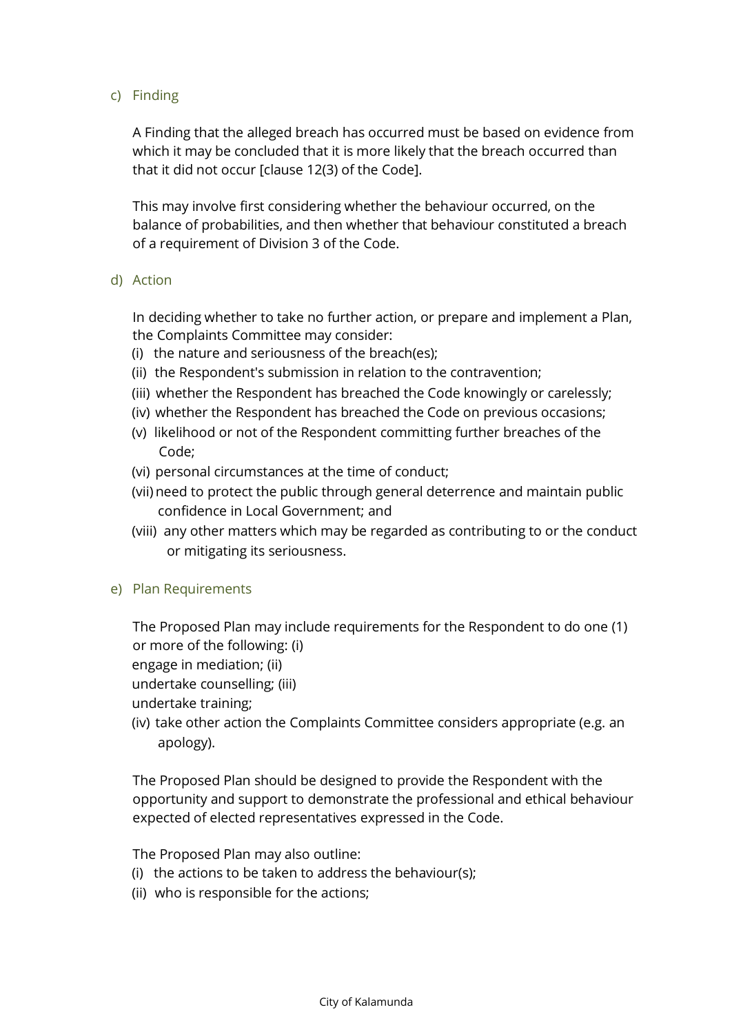c) Finding

A Finding that the alleged breach has occurred must be based on evidence from which it may be concluded that it is more likely that the breach occurred than that it did not occur [clause 12(3) of the Code].

This may involve first considering whether the behaviour occurred, on the balance of probabilities, and then whether that behaviour constituted a breach of a requirement of Division 3 of the Code.

d) Action

In deciding whether to take no further action, or prepare and implement a Plan, the Complaints Committee may consider:

(i) the nature and seriousness of the breach(es);
(ii) the Respondent's submission in relation to the contravention;
(iii) whether the Respondent has breached the Code knowingly or carelessly;
(iv) whether the Respondent has breached the Code on previous occasions;
(v) likelihood or not of the Respondent committing further breaches of the Code;
(vi) personal circumstances at the time of conduct;
(vii) need to protect the public through general deterrence and maintain public confidence in Local Government; and
(viii) any other matters which may be regarded as contributing to or the conduct or mitigating its seriousness.

e) Plan Requirements

The Proposed Plan may include requirements for the Respondent to do one (1) or more of the following: (i)
engage in mediation; (ii)
undertake counselling; (iii)
undertake training;
(iv) take other action the Complaints Committee considers appropriate (e.g. an apology).

The Proposed Plan should be designed to provide the Respondent with the opportunity and support to demonstrate the professional and ethical behaviour expected of elected representatives expressed in the Code.

The Proposed Plan may also outline:

(i) the actions to be taken to address the behaviour(s);
(ii) who is responsible for the actions;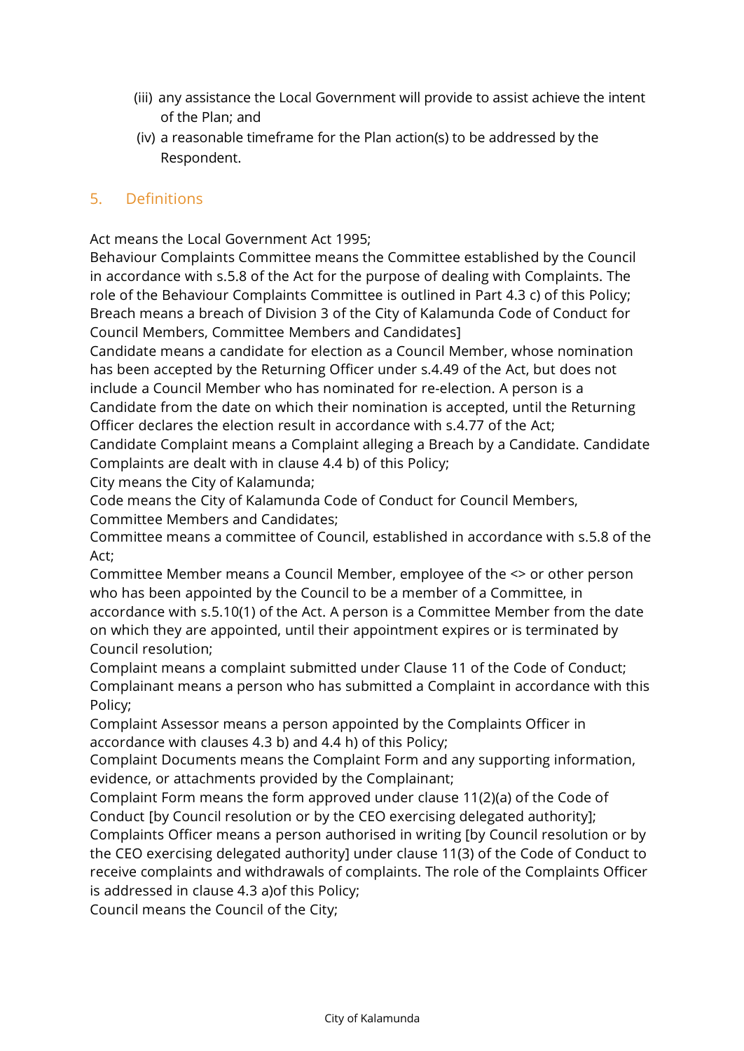(iii) any assistance the Local Government will provide to assist achieve the intent of the Plan; and

(iv) a reasonable timeframe for the Plan action(s) to be addressed by the Respondent.

## 5. Definitions

Act means the Local Government Act 1995;
Behaviour Complaints Committee means the Committee established by the Council in accordance with s.5.8 of the Act for the purpose of dealing with Complaints. The role of the Behaviour Complaints Committee is outlined in Part 4.3 c) of this Policy;
Breach means a breach of Division 3 of the City of Kalamunda Code of Conduct for Council Members, Committee Members and Candidates]
Candidate means a candidate for election as a Council Member, whose nomination has been accepted by the Returning Officer under s.4.49 of the Act, but does not include a Council Member who has nominated for re-election. A person is a Candidate from the date on which their nomination is accepted, until the Returning Officer declares the election result in accordance with s.4.77 of the Act;
Candidate Complaint means a Complaint alleging a Breach by a Candidate. Candidate Complaints are dealt with in clause 4.4 b) of this Policy;
City means the City of Kalamunda;
Code means the City of Kalamunda Code of Conduct for Council Members, Committee Members and Candidates;
Committee means a committee of Council, established in accordance with s.5.8 of the Act;
Committee Member means a Council Member, employee of the <> or other person who has been appointed by the Council to be a member of a Committee, in accordance with s.5.10(1) of the Act. A person is a Committee Member from the date on which they are appointed, until their appointment expires or is terminated by Council resolution;
Complaint means a complaint submitted under Clause 11 of the Code of Conduct;
Complainant means a person who has submitted a Complaint in accordance with this Policy;
Complaint Assessor means a person appointed by the Complaints Officer in accordance with clauses 4.3 b) and 4.4 h) of this Policy;
Complaint Documents means the Complaint Form and any supporting information, evidence, or attachments provided by the Complainant;
Complaint Form means the form approved under clause 11(2)(a) of the Code of Conduct [by Council resolution or by the CEO exercising delegated authority];
Complaints Officer means a person authorised in writing [by Council resolution or by the CEO exercising delegated authority] under clause 11(3) of the Code of Conduct to receive complaints and withdrawals of complaints. The role of the Complaints Officer is addressed in clause 4.3 a)of this Policy;
Council means the Council of the City;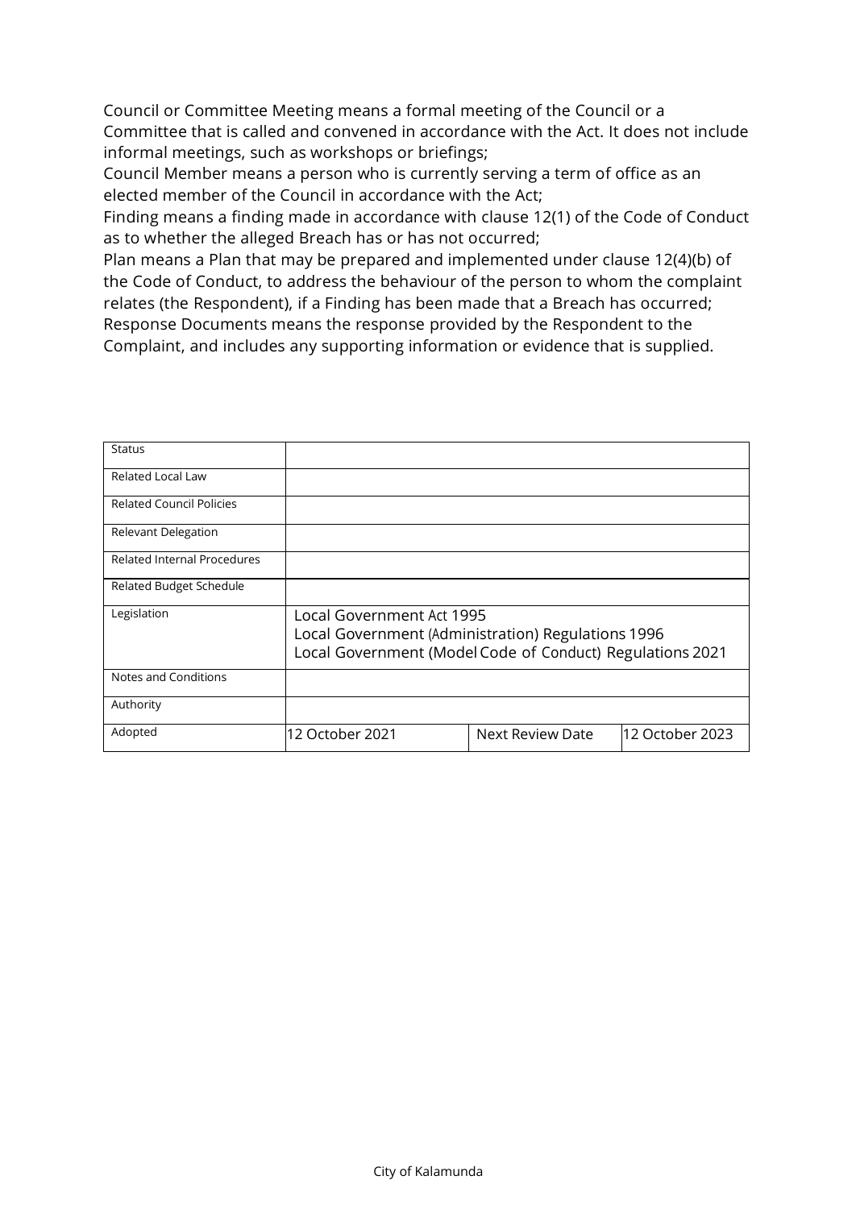Council or Committee Meeting means a formal meeting of the Council or a Committee that is called and convened in accordance with the Act. It does not include informal meetings, such as workshops or briefings;

Council Member means a person who is currently serving a term of office as an elected member of the Council in accordance with the Act;

Finding means a finding made in accordance with clause 12(1) of the Code of Conduct as to whether the alleged Breach has or has not occurred;

Plan means a Plan that may be prepared and implemented under clause 12(4)(b) of the Code of Conduct, to address the behaviour of the person to whom the complaint relates (the Respondent), if a Finding has been made that a Breach has occurred;

Response Documents means the response provided by the Respondent to the Complaint, and includes any supporting information or evidence that is supplied.

| | | | |
|---|---|---|---|
| Status | | | |
| Related Local Law | | | |
| Related Council Policies | | | |
| Relevant Delegation | | | |
| Related Internal Procedures | | | |
| Related Budget Schedule | | | |
| Legislation | Local Government Act 1995<br>Local Government (Administration) Regulations 1996<br>Local Government (Model Code of Conduct) Regulations 2021 | | |
| Notes and Conditions | | | |
| Authority | | | |
| Adopted | 12 October 2021 | Next Review Date | 12 October 2023 |